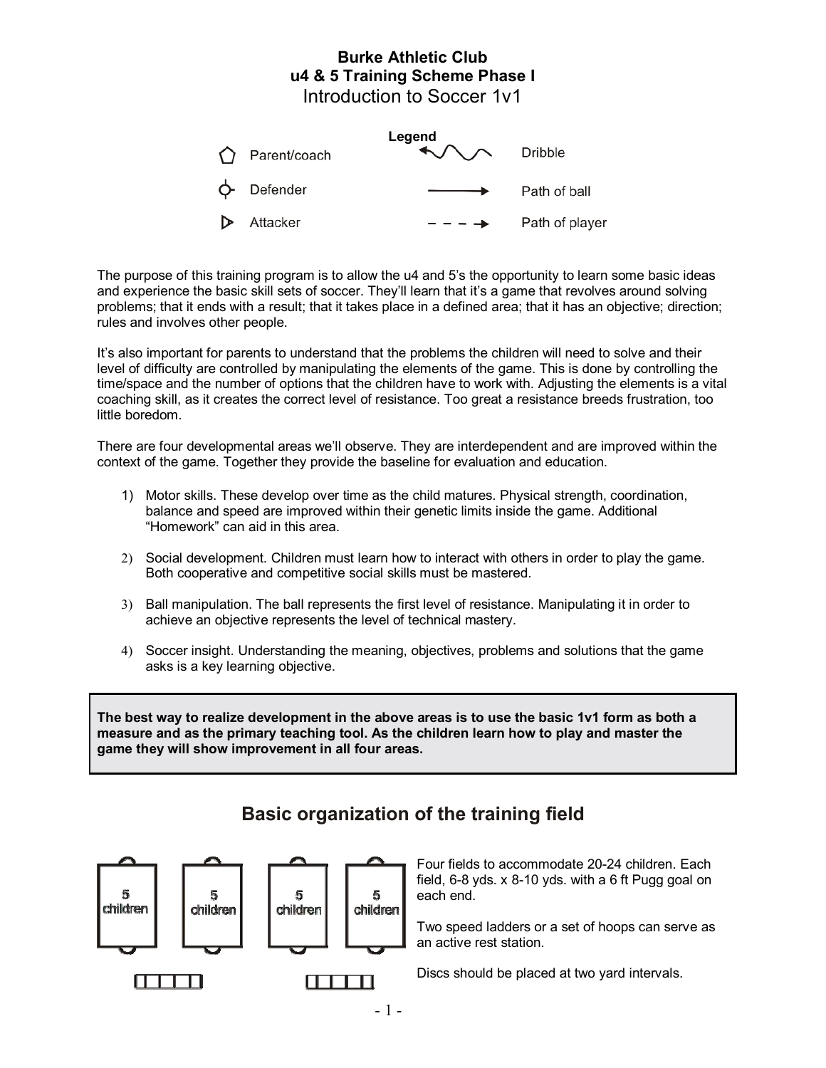# Burke Athletic Club
## u4 & 5 Training Scheme Phase I
## Introduction to Soccer 1v1

**Legend**

| Symbol | Meaning | Symbol | Meaning |
| --- | --- | --- | --- |
| ⬠ | Parent/coach | ~~~ | Dribble |
| ⌖ | Defender | ⟶ | Path of ball |
| ▷ | Attacker | - - - → | Path of player |

The purpose of this training program is to allow the u4 and 5's the opportunity to learn some basic ideas and experience the basic skill sets of soccer. They'll learn that it's a game that revolves around solving problems; that it ends with a result; that it takes place in a defined area; that it has an objective; direction; rules and involves other people.

It's also important for parents to understand that the problems the children will need to solve and their level of difficulty are controlled by manipulating the elements of the game. This is done by controlling the time/space and the number of options that the children have to work with. Adjusting the elements is a vital coaching skill, as it creates the correct level of resistance. Too great a resistance breeds frustration, too little boredom.

There are four developmental areas we'll observe. They are interdependent and are improved within the context of the game. Together they provide the baseline for evaluation and education.

1) Motor skills. These develop over time as the child matures. Physical strength, coordination, balance and speed are improved within their genetic limits inside the game. Additional "Homework" can aid in this area.
2) Social development. Children must learn how to interact with others in order to play the game. Both cooperative and competitive social skills must be mastered.
3) Ball manipulation. The ball represents the first level of resistance. Manipulating it in order to achieve an objective represents the level of technical mastery.
4) Soccer insight. Understanding the meaning, objectives, problems and solutions that the game asks is a key learning objective.

**The best way to realize development in the above areas is to use the basic 1v1 form as both a measure and as the primary teaching tool. As the children learn how to play and master the game they will show improvement in all four areas.**

## Basic organization of the training field

5 children | 5 children | 5 children | 5 children

Four fields to accommodate 20-24 children. Each field, 6-8 yds. x 8-10 yds. with a 6 ft Pugg goal on each end.

Two speed ladders or a set of hoops can serve as an active rest station.

Discs should be placed at two yard intervals.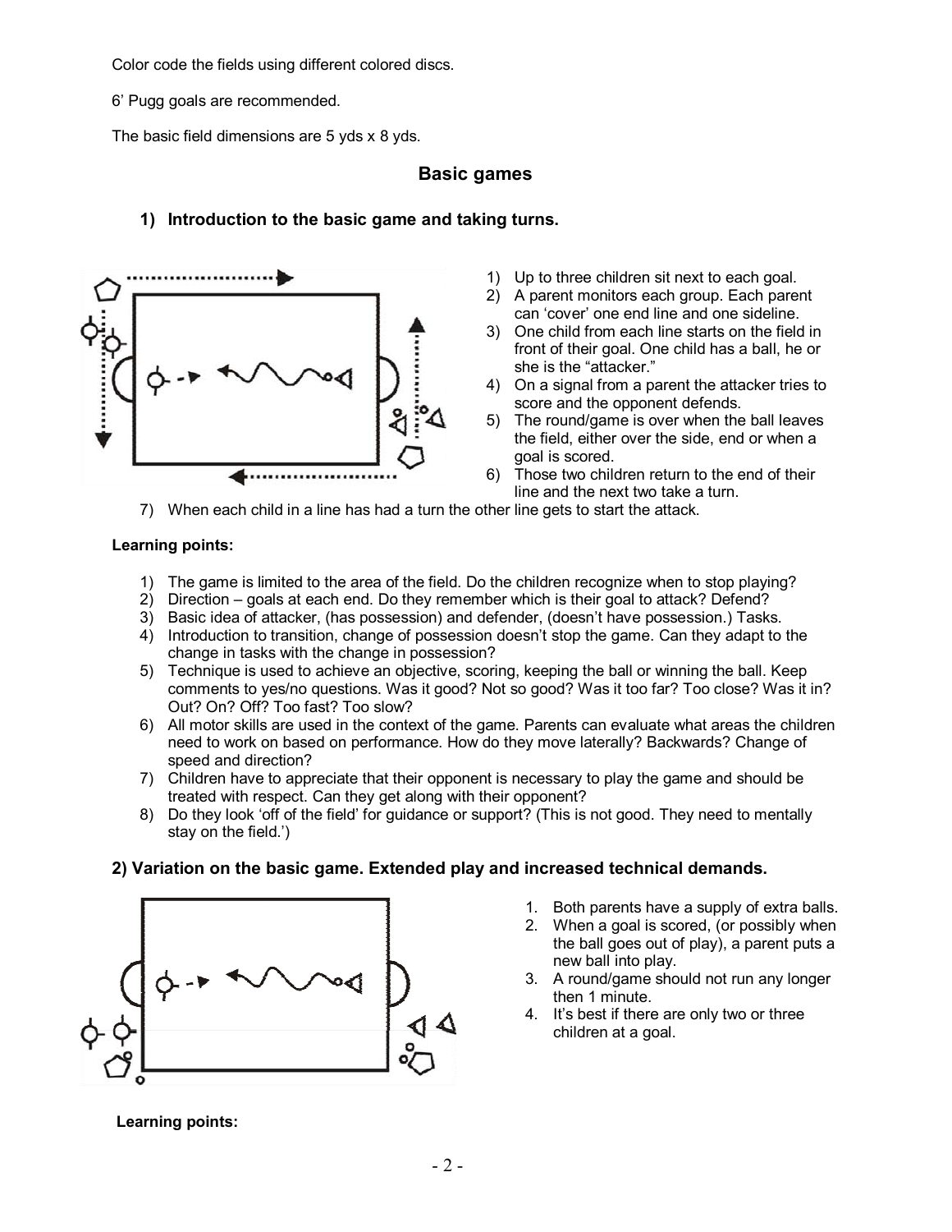Color code the fields using different colored discs.

6' Pugg goals are recommended.

The basic field dimensions are 5 yds x 8 yds.

## Basic games

### 1) Introduction to the basic game and taking turns.

1) Up to three children sit next to each goal.
2) A parent monitors each group. Each parent can 'cover' one end line and one sideline.
3) One child from each line starts on the field in front of their goal. One child has a ball, he or she is the "attacker."
4) On a signal from a parent the attacker tries to score and the opponent defends.
5) The round/game is over when the ball leaves the field, either over the side, end or when a goal is scored.
6) Those two children return to the end of their line and the next two take a turn.
7) When each child in a line has had a turn the other line gets to start the attack.

**Learning points:**

1) The game is limited to the area of the field. Do the children recognize when to stop playing?
2) Direction – goals at each end. Do they remember which is their goal to attack? Defend?
3) Basic idea of attacker, (has possession) and defender, (doesn't have possession.) Tasks.
4) Introduction to transition, change of possession doesn't stop the game. Can they adapt to the change in tasks with the change in possession?
5) Technique is used to achieve an objective, scoring, keeping the ball or winning the ball. Keep comments to yes/no questions. Was it good? Not so good? Was it too far? Too close? Was it in? Out? On? Off? Too fast? Too slow?
6) All motor skills are used in the context of the game. Parents can evaluate what areas the children need to work on based on performance. How do they move laterally? Backwards? Change of speed and direction?
7) Children have to appreciate that their opponent is necessary to play the game and should be treated with respect. Can they get along with their opponent?
8) Do they look 'off of the field' for guidance or support? (This is not good. They need to mentally stay on the field.')

### 2) Variation on the basic game. Extended play and increased technical demands.

1. Both parents have a supply of extra balls.
2. When a goal is scored, (or possibly when the ball goes out of play), a parent puts a new ball into play.
3. A round/game should not run any longer then 1 minute.
4. It's best if there are only two or three children at a goal.

**Learning points:**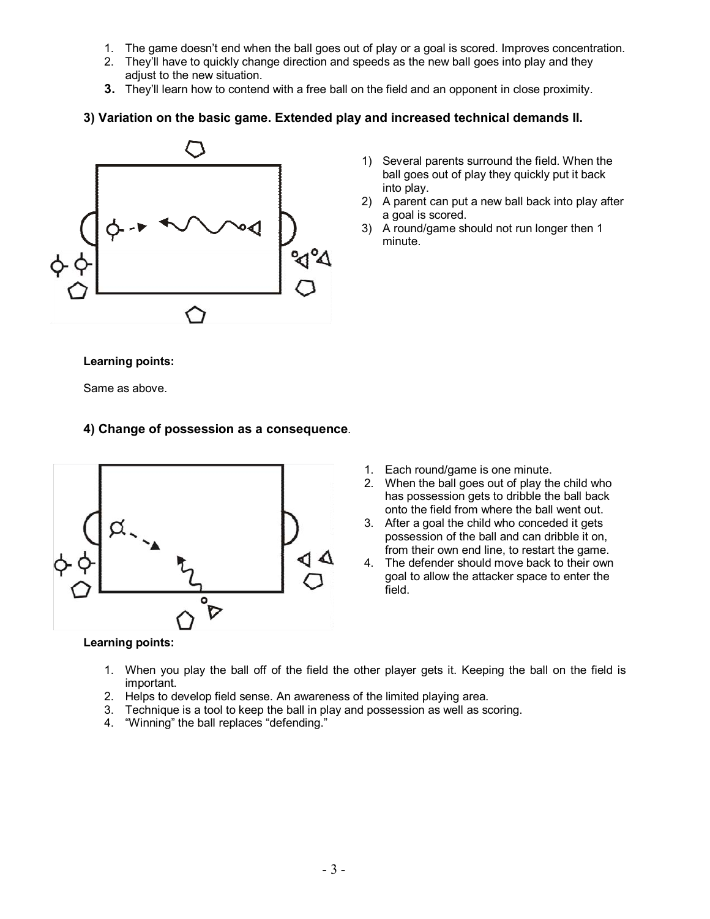1. The game doesn't end when the ball goes out of play or a goal is scored. Improves concentration.
2. They'll have to quickly change direction and speeds as the new ball goes into play and they adjust to the new situation.
3. They'll learn how to contend with a free ball on the field and an opponent in close proximity.

### 3) Variation on the basic game. Extended play and increased technical demands II.

1) Several parents surround the field. When the ball goes out of play they quickly put it back into play.
2) A parent can put a new ball back into play after a goal is scored.
3) A round/game should not run longer then 1 minute.

**Learning points:**

Same as above.

### 4) Change of possession as a consequence.

1. Each round/game is one minute.
2. When the ball goes out of play the child who has possession gets to dribble the ball back onto the field from where the ball went out.
3. After a goal the child who conceded it gets possession of the ball and can dribble it on, from their own end line, to restart the game.
4. The defender should move back to their own goal to allow the attacker space to enter the field.

**Learning points:**

1. When you play the ball off of the field the other player gets it. Keeping the ball on the field is important.
2. Helps to develop field sense. An awareness of the limited playing area.
3. Technique is a tool to keep the ball in play and possession as well as scoring.
4. "Winning" the ball replaces "defending."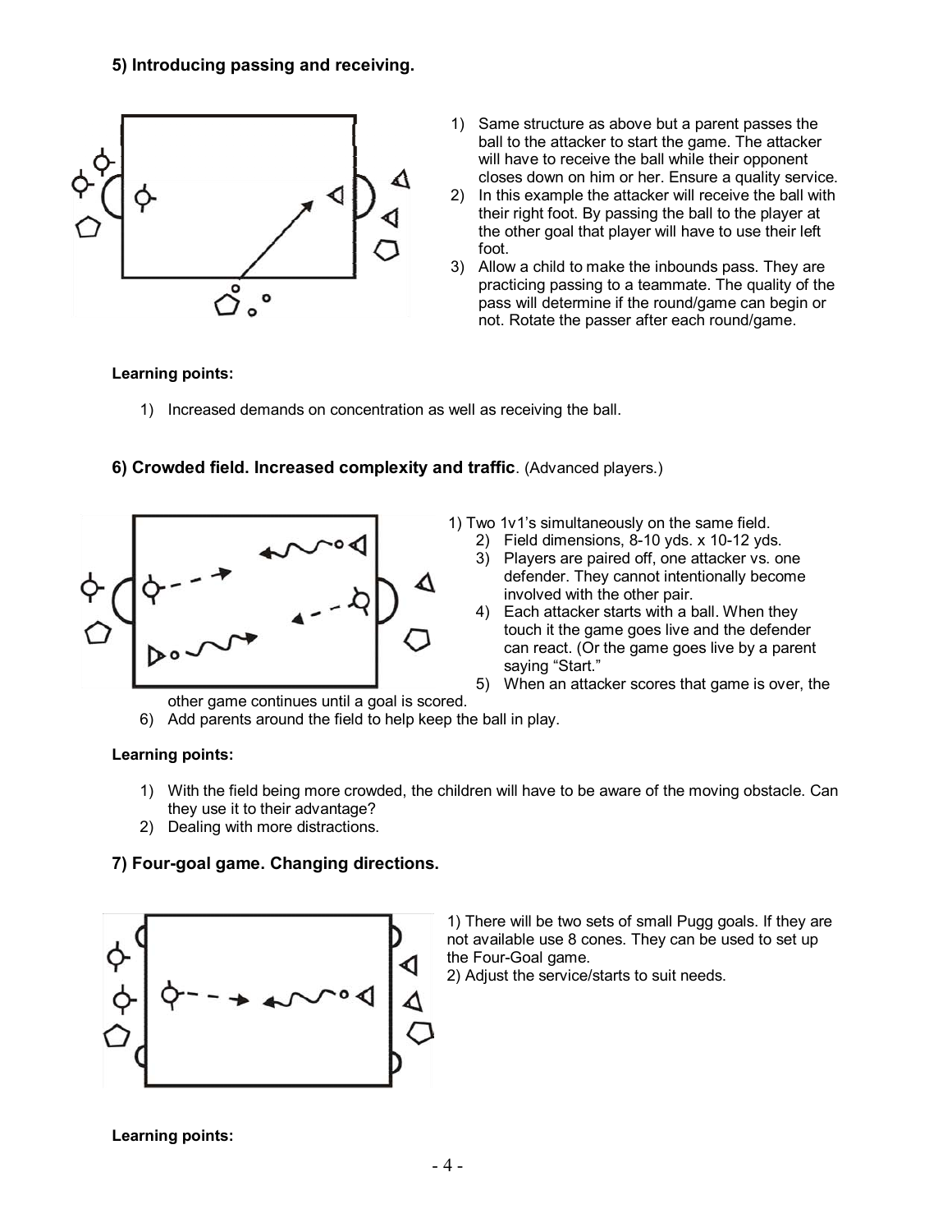### 5) Introducing passing and receiving.

1) Same structure as above but a parent passes the ball to the attacker to start the game. The attacker will have to receive the ball while their opponent closes down on him or her. Ensure a quality service.
2) In this example the attacker will receive the ball with their right foot. By passing the ball to the player at the other goal that player will have to use their left foot.
3) Allow a child to make the inbounds pass. They are practicing passing to a teammate. The quality of the pass will determine if the round/game can begin or not. Rotate the passer after each round/game.

**Learning points:**

1) Increased demands on concentration as well as receiving the ball.

### 6) Crowded field. Increased complexity and traffic. (Advanced players.)

1) Two 1v1's simultaneously on the same field.
2) Field dimensions, 8-10 yds. x 10-12 yds.
3) Players are paired off, one attacker vs. one defender. They cannot intentionally become involved with the other pair.
4) Each attacker starts with a ball. When they touch it the game goes live and the defender can react. (Or the game goes live by a parent saying "Start."
5) When an attacker scores that game is over, the other game continues until a goal is scored.
6) Add parents around the field to help keep the ball in play.

**Learning points:**

1) With the field being more crowded, the children will have to be aware of the moving obstacle. Can they use it to their advantage?
2) Dealing with more distractions.

### 7) Four-goal game. Changing directions.

1) There will be two sets of small Pugg goals. If they are not available use 8 cones. They can be used to set up the Four-Goal game.
2) Adjust the service/starts to suit needs.

**Learning points:**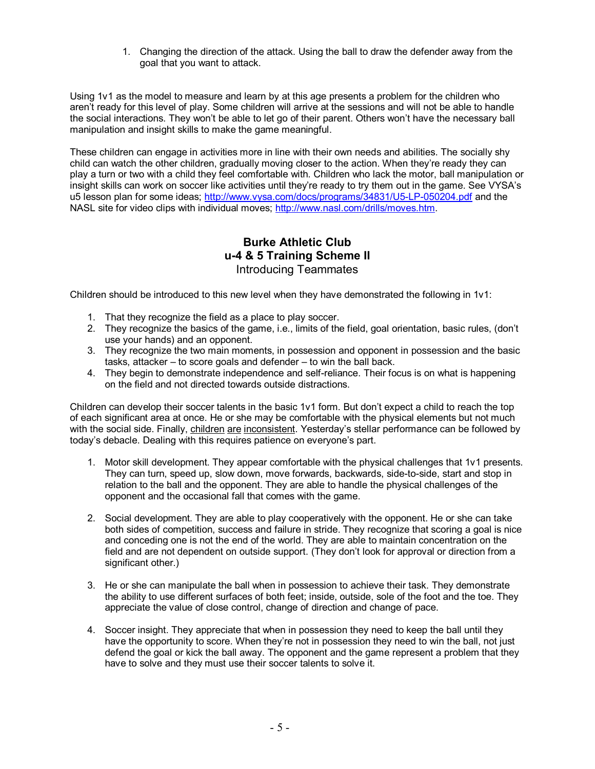1. Changing the direction of the attack. Using the ball to draw the defender away from the goal that you want to attack.

Using 1v1 as the model to measure and learn by at this age presents a problem for the children who aren't ready for this level of play. Some children will arrive at the sessions and will not be able to handle the social interactions. They won't be able to let go of their parent. Others won't have the necessary ball manipulation and insight skills to make the game meaningful.

These children can engage in activities more in line with their own needs and abilities. The socially shy child can watch the other children, gradually moving closer to the action. When they're ready they can play a turn or two with a child they feel comfortable with. Children who lack the motor, ball manipulation or insight skills can work on soccer like activities until they're ready to try them out in the game. See VYSA's u5 lesson plan for some ideas; [http://www.vysa.com/docs/programs/34831/U5-LP-050204.pdf](http://www.vysa.com/docs/programs/34831/U5-LP-050204.pdf) and the NASL site for video clips with individual moves; [http://www.nasl.com/drills/moves.htm](http://www.nasl.com/drills/moves.htm).

## Burke Athletic Club
## u-4 & 5 Training Scheme II
### Introducing Teammates

Children should be introduced to this new level when they have demonstrated the following in 1v1:

1. That they recognize the field as a place to play soccer.
2. They recognize the basics of the game, i.e., limits of the field, goal orientation, basic rules, (don't use your hands) and an opponent.
3. They recognize the two main moments, in possession and opponent in possession and the basic tasks, attacker – to score goals and defender – to win the ball back.
4. They begin to demonstrate independence and self-reliance. Their focus is on what is happening on the field and not directed towards outside distractions.

Children can develop their soccer talents in the basic 1v1 form. But don't expect a child to reach the top of each significant area at once. He or she may be comfortable with the physical elements but not much with the social side. Finally, <u>children are inconsistent</u>. Yesterday's stellar performance can be followed by today's debacle. Dealing with this requires patience on everyone's part.

1. Motor skill development. They appear comfortable with the physical challenges that 1v1 presents. They can turn, speed up, slow down, move forwards, backwards, side-to-side, start and stop in relation to the ball and the opponent. They are able to handle the physical challenges of the opponent and the occasional fall that comes with the game.

2. Social development. They are able to play cooperatively with the opponent. He or she can take both sides of competition, success and failure in stride. They recognize that scoring a goal is nice and conceding one is not the end of the world. They are able to maintain concentration on the field and are not dependent on outside support. (They don't look for approval or direction from a significant other.)

3. He or she can manipulate the ball when in possession to achieve their task. They demonstrate the ability to use different surfaces of both feet; inside, outside, sole of the foot and the toe. They appreciate the value of close control, change of direction and change of pace.

4. Soccer insight. They appreciate that when in possession they need to keep the ball until they have the opportunity to score. When they're not in possession they need to win the ball, not just defend the goal or kick the ball away. The opponent and the game represent a problem that they have to solve and they must use their soccer talents to solve it.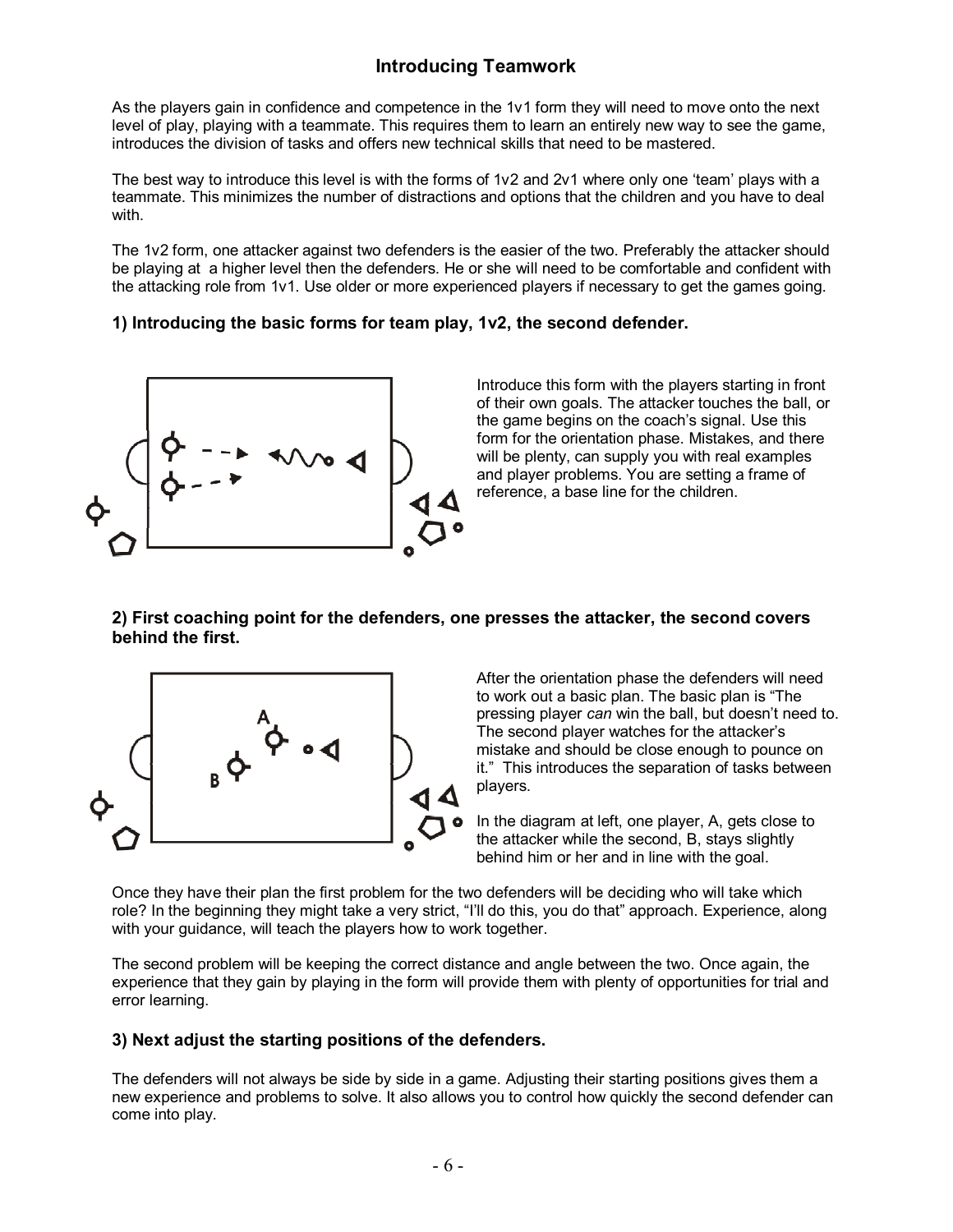## Introducing Teamwork

As the players gain in confidence and competence in the 1v1 form they will need to move onto the next level of play, playing with a teammate. This requires them to learn an entirely new way to see the game, introduces the division of tasks and offers new technical skills that need to be mastered.

The best way to introduce this level is with the forms of 1v2 and 2v1 where only one 'team' plays with a teammate. This minimizes the number of distractions and options that the children and you have to deal with.

The 1v2 form, one attacker against two defenders is the easier of the two. Preferably the attacker should be playing at a higher level then the defenders. He or she will need to be comfortable and confident with the attacking role from 1v1. Use older or more experienced players if necessary to get the games going.

### 1) Introducing the basic forms for team play, 1v2, the second defender.

Introduce this form with the players starting in front of their own goals. The attacker touches the ball, or the game begins on the coach's signal. Use this form for the orientation phase. Mistakes, and there will be plenty, can supply you with real examples and player problems. You are setting a frame of reference, a base line for the children.

### 2) First coaching point for the defenders, one presses the attacker, the second covers behind the first.

After the orientation phase the defenders will need to work out a basic plan. The basic plan is "The pressing player *can* win the ball, but doesn't need to. The second player watches for the attacker's mistake and should be close enough to pounce on it." This introduces the separation of tasks between players.

In the diagram at left, one player, A, gets close to the attacker while the second, B, stays slightly behind him or her and in line with the goal.

Once they have their plan the first problem for the two defenders will be deciding who will take which role? In the beginning they might take a very strict, "I'll do this, you do that" approach. Experience, along with your guidance, will teach the players how to work together.

The second problem will be keeping the correct distance and angle between the two. Once again, the experience that they gain by playing in the form will provide them with plenty of opportunities for trial and error learning.

### 3) Next adjust the starting positions of the defenders.

The defenders will not always be side by side in a game. Adjusting their starting positions gives them a new experience and problems to solve. It also allows you to control how quickly the second defender can come into play.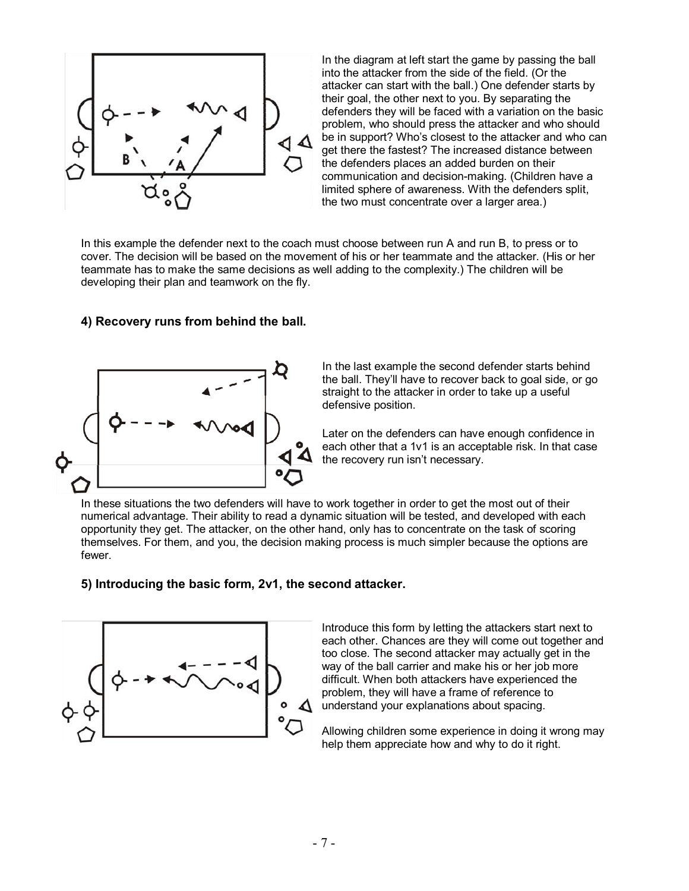In the diagram at left start the game by passing the ball into the attacker from the side of the field. (Or the attacker can start with the ball.) One defender starts by their goal, the other next to you. By separating the defenders they will be faced with a variation on the basic problem, who should press the attacker and who should be in support? Who's closest to the attacker and who can get there the fastest? The increased distance between the defenders places an added burden on their communication and decision-making. (Children have a limited sphere of awareness. With the defenders split, the two must concentrate over a larger area.)

In this example the defender next to the coach must choose between run A and run B, to press or to cover. The decision will be based on the movement of his or her teammate and the attacker. (His or her teammate has to make the same decisions as well adding to the complexity.) The children will be developing their plan and teamwork on the fly.

### 4) Recovery runs from behind the ball.

In the last example the second defender starts behind the ball. They'll have to recover back to goal side, or go straight to the attacker in order to take up a useful defensive position.

Later on the defenders can have enough confidence in each other that a 1v1 is an acceptable risk. In that case the recovery run isn't necessary.

In these situations the two defenders will have to work together in order to get the most out of their numerical advantage. Their ability to read a dynamic situation will be tested, and developed with each opportunity they get. The attacker, on the other hand, only has to concentrate on the task of scoring themselves. For them, and you, the decision making process is much simpler because the options are fewer.

### 5) Introducing the basic form, 2v1, the second attacker.

Introduce this form by letting the attackers start next to each other. Chances are they will come out together and too close. The second attacker may actually get in the way of the ball carrier and make his or her job more difficult. When both attackers have experienced the problem, they will have a frame of reference to understand your explanations about spacing.

Allowing children some experience in doing it wrong may help them appreciate how and why to do it right.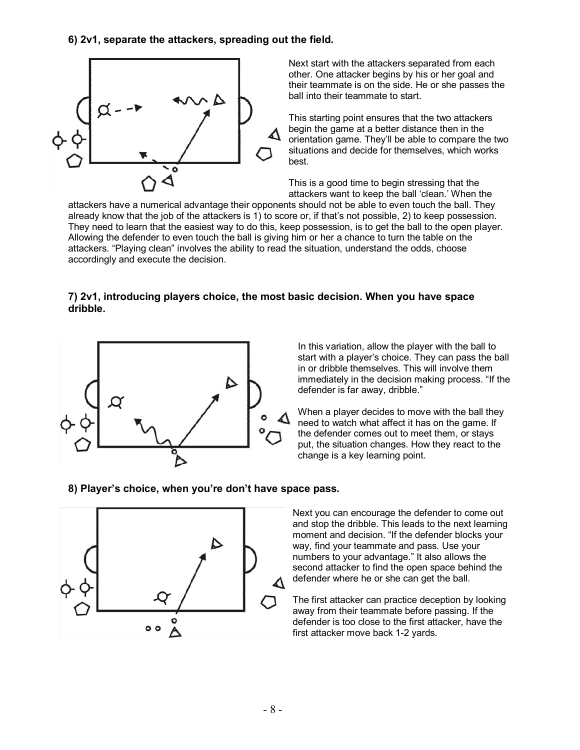### 6) 2v1, separate the attackers, spreading out the field.

Next start with the attackers separated from each other. One attacker begins by his or her goal and their teammate is on the side. He or she passes the ball into their teammate to start.

This starting point ensures that the two attackers begin the game at a better distance then in the orientation game. They'll be able to compare the two situations and decide for themselves, which works best.

This is a good time to begin stressing that the attackers want to keep the ball 'clean.' When the attackers have a numerical advantage their opponents should not be able to even touch the ball. They already know that the job of the attackers is 1) to score or, if that's not possible, 2) to keep possession. They need to learn that the easiest way to do this, keep possession, is to get the ball to the open player. Allowing the defender to even touch the ball is giving him or her a chance to turn the table on the attackers. "Playing clean" involves the ability to read the situation, understand the odds, choose accordingly and execute the decision.

### 7) 2v1, introducing players choice, the most basic decision. When you have space dribble.

In this variation, allow the player with the ball to start with a player's choice. They can pass the ball in or dribble themselves. This will involve them immediately in the decision making process. "If the defender is far away, dribble."

When a player decides to move with the ball they need to watch what affect it has on the game. If the defender comes out to meet them, or stays put, the situation changes. How they react to the change is a key learning point.

### 8) Player's choice, when you're don't have space pass.

Next you can encourage the defender to come out and stop the dribble. This leads to the next learning moment and decision. "If the defender blocks your way, find your teammate and pass. Use your numbers to your advantage." It also allows the second attacker to find the open space behind the defender where he or she can get the ball.

The first attacker can practice deception by looking away from their teammate before passing. If the defender is too close to the first attacker, have the first attacker move back 1-2 yards.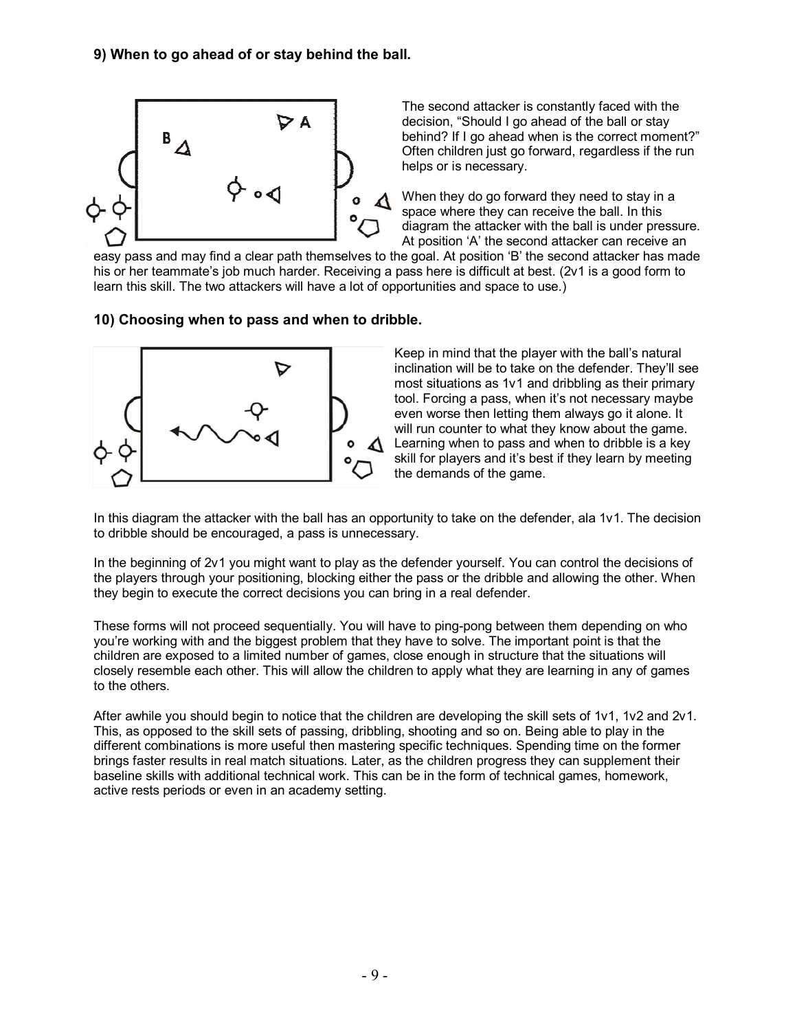### 9) When to go ahead of or stay behind the ball.

A

B

The second attacker is constantly faced with the decision, "Should I go ahead of the ball or stay behind? If I go ahead when is the correct moment?" Often children just go forward, regardless if the run helps or is necessary.

When they do go forward they need to stay in a space where they can receive the ball. In this diagram the attacker with the ball is under pressure. At position 'A' the second attacker can receive an easy pass and may find a clear path themselves to the goal. At position 'B' the second attacker has made his or her teammate's job much harder. Receiving a pass here is difficult at best. (2v1 is a good form to learn this skill. The two attackers will have a lot of opportunities and space to use.)

### 10) Choosing when to pass and when to dribble.

Keep in mind that the player with the ball's natural inclination will be to take on the defender. They'll see most situations as 1v1 and dribbling as their primary tool. Forcing a pass, when it's not necessary maybe even worse then letting them always go it alone. It will run counter to what they know about the game. Learning when to pass and when to dribble is a key skill for players and it's best if they learn by meeting the demands of the game.

In this diagram the attacker with the ball has an opportunity to take on the defender, ala 1v1. The decision to dribble should be encouraged, a pass is unnecessary.

In the beginning of 2v1 you might want to play as the defender yourself. You can control the decisions of the players through your positioning, blocking either the pass or the dribble and allowing the other. When they begin to execute the correct decisions you can bring in a real defender.

These forms will not proceed sequentially. You will have to ping-pong between them depending on who you're working with and the biggest problem that they have to solve. The important point is that the children are exposed to a limited number of games, close enough in structure that the situations will closely resemble each other. This will allow the children to apply what they are learning in any of games to the others.

After awhile you should begin to notice that the children are developing the skill sets of 1v1, 1v2 and 2v1. This, as opposed to the skill sets of passing, dribbling, shooting and so on. Being able to play in the different combinations is more useful then mastering specific techniques. Spending time on the former brings faster results in real match situations. Later, as the children progress they can supplement their baseline skills with additional technical work. This can be in the form of technical games, homework, active rests periods or even in an academy setting.